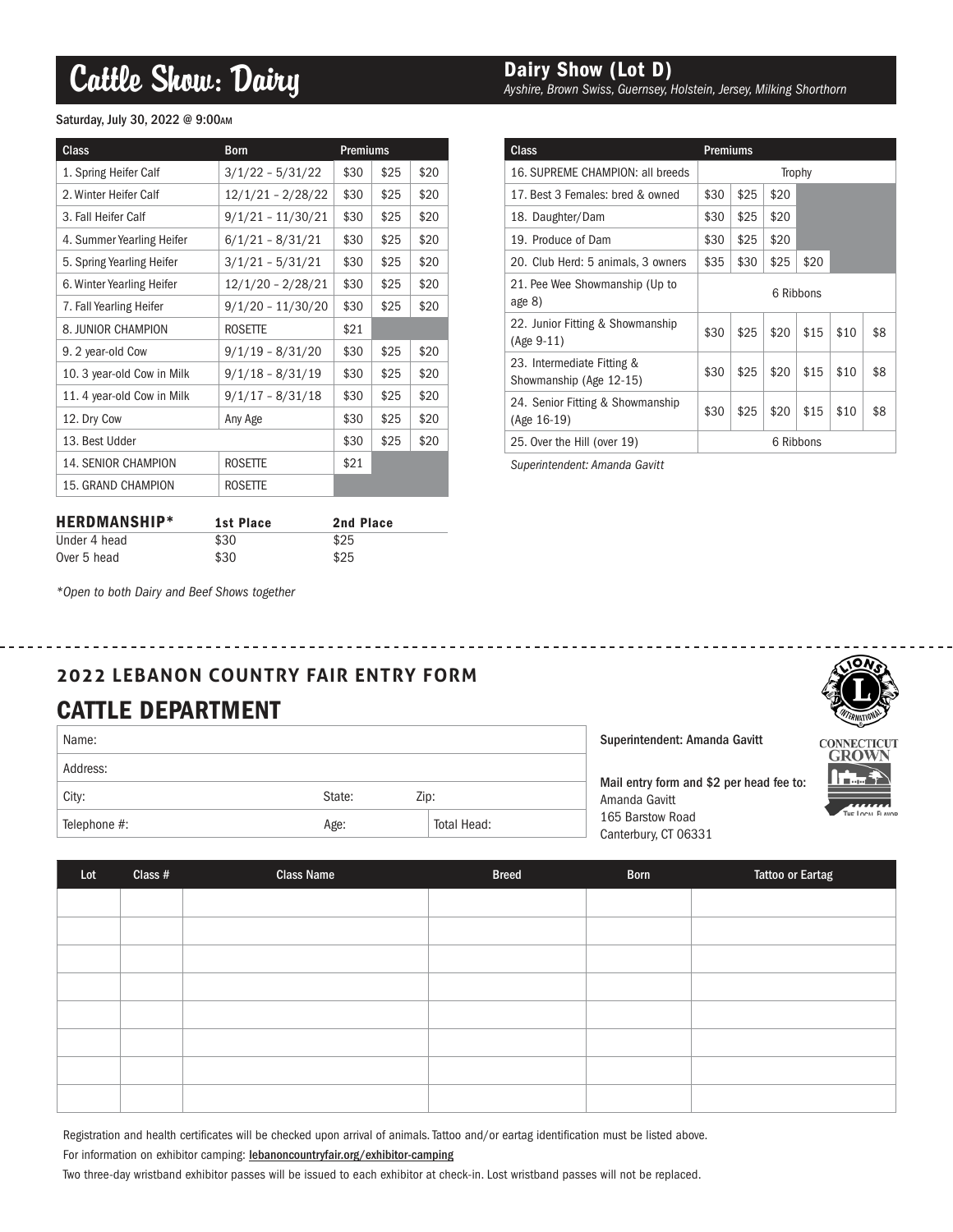# Cattle Show: Dairy

## Dairy Show (Lot D)

*Ayshire, Brown Swiss, Guernsey, Holstein, Jersey, Milking Shorthorn*

Saturday, July 30, 2022 @ 9:00AM

| Class | Born | Premiums | | |
|---|---|---|---|---|
| 1. Spring Heifer Calf | 3/1/22 – 5/31/22 | $30 | $25 | $20 |
| 2. Winter Heifer Calf | 12/1/21 – 2/28/22 | $30 | $25 | $20 |
| 3. Fall Heifer Calf | 9/1/21 – 11/30/21 | $30 | $25 | $20 |
| 4. Summer Yearling Heifer | 6/1/21 – 8/31/21 | $30 | $25 | $20 |
| 5. Spring Yearling Heifer | 3/1/21 – 5/31/21 | $30 | $25 | $20 |
| 6. Winter Yearling Heifer | 12/1/20 – 2/28/21 | $30 | $25 | $20 |
| 7. Fall Yearling Heifer | 9/1/20 – 11/30/20 | $30 | $25 | $20 |
| 8. JUNIOR CHAMPION | ROSETTE | $21 | | |
| 9. 2 year-old Cow | 9/1/19 – 8/31/20 | $30 | $25 | $20 |
| 10. 3 year-old Cow in Milk | 9/1/18 – 8/31/19 | $30 | $25 | $20 |
| 11. 4 year-old Cow in Milk | 9/1/17 – 8/31/18 | $30 | $25 | $20 |
| 12. Dry Cow | Any Age | $30 | $25 | $20 |
| 13. Best Udder | | $30 | $25 | $20 |
| 14. SENIOR CHAMPION | ROSETTE | $21 | | |
| 15. GRAND CHAMPION | ROSETTE | | | |

| HERDMANSHIP* | 1st Place | 2nd Place |
|---|---|---|
| Under 4 head | $30 | $25 |
| Over 5 head | $30 | $25 |

*Open to both Dairy and Beef Shows together*

| Class | Premiums | | | | | |
|---|---|---|---|---|---|---|
| 16. SUPREME CHAMPION: all breeds | Trophy | | | | | |
| 17. Best 3 Females: bred & owned | $30 | $25 | $20 | | | |
| 18. Daughter/Dam | $30 | $25 | $20 | | | |
| 19. Produce of Dam | $30 | $25 | $20 | | | |
| 20. Club Herd: 5 animals, 3 owners | $35 | $30 | $25 | $20 | | |
| 21. Pee Wee Showmanship (Up to age 8) | 6 Ribbons | | | | | |
| 22. Junior Fitting & Showmanship (Age 9-11) | $30 | $25 | $20 | $15 | $10 | $8 |
| 23. Intermediate Fitting & Showmanship (Age 12-15) | $30 | $25 | $20 | $15 | $10 | $8 |
| 24. Senior Fitting & Showmanship (Age 16-19) | $30 | $25 | $20 | $15 | $10 | $8 |
| 25. Over the Hill (over 19) | 6 Ribbons | | | | | |

*Superintendent: Amanda Gavitt*

---

## 2022 LEBANON COUNTRY FAIR ENTRY FORM

## CATTLE DEPARTMENT

| Name: | | |
|---|---|---|
| Address: | | |
| City: | State: | Zip: |
| Telephone #: | Age: | Total Head: |

Superintendent: Amanda Gavitt

Mail entry form and $2 per head fee to:
Amanda Gavitt
165 Barstow Road
Canterbury, CT 06331

| Lot | Class # | Class Name | Breed | Born | Tattoo or Eartag |
|---|---|---|---|---|---|
| | | | | | |
| | | | | | |
| | | | | | |
| | | | | | |
| | | | | | |
| | | | | | |
| | | | | | |
| | | | | | |

Registration and health certificates will be checked upon arrival of animals. Tattoo and/or eartag identification must be listed above.

For information on exhibitor camping: lebanoncountryfair.org/exhibitor-camping

Two three-day wristband exhibitor passes will be issued to each exhibitor at check-in. Lost wristband passes will not be replaced.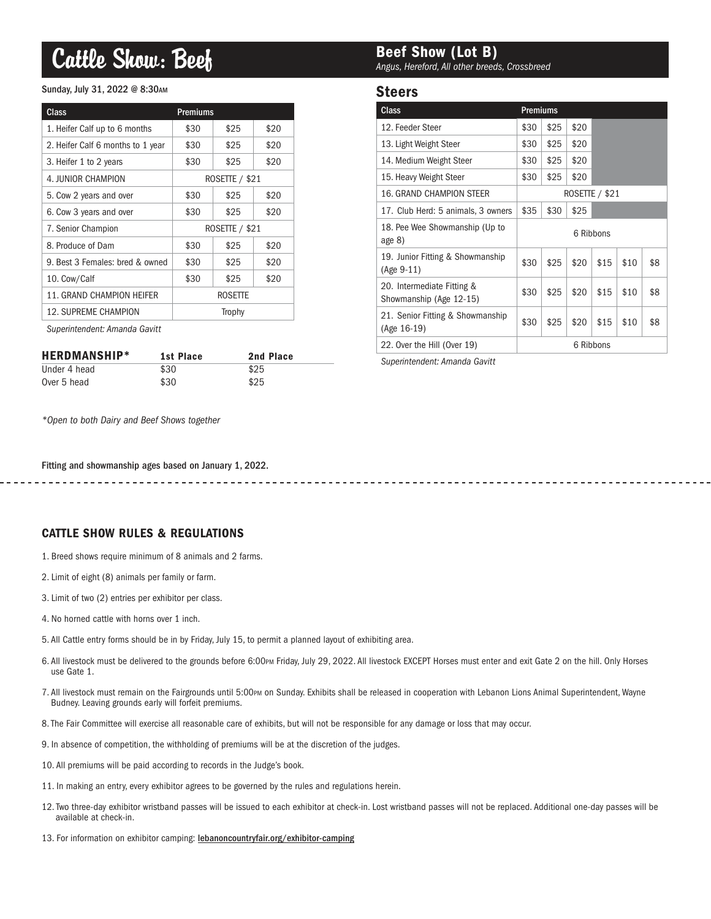# Cattle Show: Beef

Sunday, July 31, 2022 @ 8:30AM

| Class | Premiums | | |
|---|---|---|---|
| 1. Heifer Calf up to 6 months | $30 | $25 | $20 |
| 2. Heifer Calf 6 months to 1 year | $30 | $25 | $20 |
| 3. Heifer 1 to 2 years | $30 | $25 | $20 |
| 4. JUNIOR CHAMPION | ROSETTE / $21 | | |
| 5. Cow 2 years and over | $30 | $25 | $20 |
| 6. Cow 3 years and over | $30 | $25 | $20 |
| 7. Senior Champion | ROSETTE / $21 | | |
| 8. Produce of Dam | $30 | $25 | $20 |
| 9. Best 3 Females: bred & owned | $30 | $25 | $20 |
| 10. Cow/Calf | $30 | $25 | $20 |
| 11. GRAND CHAMPION HEIFER | ROSETTE | | |
| 12. SUPREME CHAMPION | Trophy | | |

*Superintendent: Amanda Gavitt*

| HERDMANSHIP* | 1st Place | 2nd Place |
|---|---|---|
| Under 4 head | $30 | $25 |
| Over 5 head | $30 | $25 |

*Open to both Dairy and Beef Shows together

Fitting and showmanship ages based on January 1, 2022.

## Beef Show (Lot B)

*Angus, Hereford, All other breeds, Crossbreed*

### Steers

| Class | Premiums | | | | | |
|---|---|---|---|---|---|---|
| 12. Feeder Steer | $30 | $25 | $20 | | | |
| 13. Light Weight Steer | $30 | $25 | $20 | | | |
| 14. Medium Weight Steer | $30 | $25 | $20 | | | |
| 15. Heavy Weight Steer | $30 | $25 | $20 | | | |
| 16. GRAND CHAMPION STEER | ROSETTE / $21 | | | | | |
| 17. Club Herd: 5 animals, 3 owners | $35 | $30 | $25 | | | |
| 18. Pee Wee Showmanship (Up to age 8) | 6 Ribbons | | | | | |
| 19. Junior Fitting & Showmanship (Age 9-11) | $30 | $25 | $20 | $15 | $10 | $8 |
| 20. Intermediate Fitting & Showmanship (Age 12-15) | $30 | $25 | $20 | $15 | $10 | $8 |
| 21. Senior Fitting & Showmanship (Age 16-19) | $30 | $25 | $20 | $15 | $10 | $8 |
| 22. Over the Hill (Over 19) | 6 Ribbons | | | | | |

*Superintendent: Amanda Gavitt*

## CATTLE SHOW RULES & REGULATIONS

1. Breed shows require minimum of 8 animals and 2 farms.
2. Limit of eight (8) animals per family or farm.
3. Limit of two (2) entries per exhibitor per class.
4. No horned cattle with horns over 1 inch.
5. All Cattle entry forms should be in by Friday, July 15, to permit a planned layout of exhibiting area.
6. All livestock must be delivered to the grounds before 6:00PM Friday, July 29, 2022. All livestock EXCEPT Horses must enter and exit Gate 2 on the hill. Only Horses use Gate 1.
7. All livestock must remain on the Fairgrounds until 5:00PM on Sunday. Exhibits shall be released in cooperation with Lebanon Lions Animal Superintendent, Wayne Budney. Leaving grounds early will forfeit premiums.
8. The Fair Committee will exercise all reasonable care of exhibits, but will not be responsible for any damage or loss that may occur.
9. In absence of competition, the withholding of premiums will be at the discretion of the judges.
10. All premiums will be paid according to records in the Judge's book.
11. In making an entry, every exhibitor agrees to be governed by the rules and regulations herein.
12. Two three-day exhibitor wristband passes will be issued to each exhibitor at check-in. Lost wristband passes will not be replaced. Additional one-day passes will be available at check-in.
13. For information on exhibitor camping: lebanoncountryfair.org/exhibitor-camping